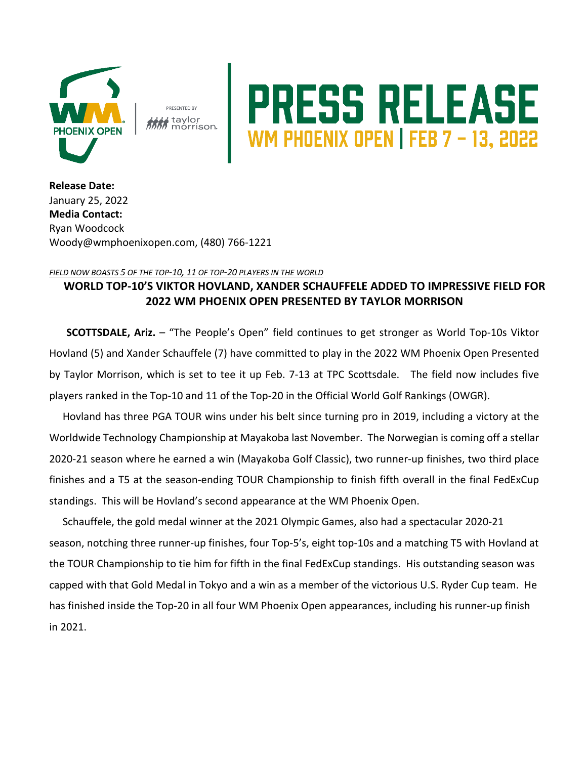# PRESS RELEASE

**WM PHOENIX OPEN | FEB 7 – 13, 2022**

**Release Date:**
January 25, 2022
**Media Contact:**
Ryan Woodcock
Woody@wmphoenixopen.com, (480) 766-1221

*FIELD NOW BOASTS 5 OF THE TOP-10, 11 OF TOP-20 PLAYERS IN THE WORLD*

## WORLD TOP-10'S VIKTOR HOVLAND, XANDER SCHAUFFELE ADDED TO IMPRESSIVE FIELD FOR 2022 WM PHOENIX OPEN PRESENTED BY TAYLOR MORRISON

**SCOTTSDALE, Ariz.** – "The People's Open" field continues to get stronger as World Top-10s Viktor Hovland (5) and Xander Schauffele (7) have committed to play in the 2022 WM Phoenix Open Presented by Taylor Morrison, which is set to tee it up Feb. 7-13 at TPC Scottsdale. The field now includes five players ranked in the Top-10 and 11 of the Top-20 in the Official World Golf Rankings (OWGR).

Hovland has three PGA TOUR wins under his belt since turning pro in 2019, including a victory at the Worldwide Technology Championship at Mayakoba last November. The Norwegian is coming off a stellar 2020-21 season where he earned a win (Mayakoba Golf Classic), two runner-up finishes, two third place finishes and a T5 at the season-ending TOUR Championship to finish fifth overall in the final FedExCup standings. This will be Hovland's second appearance at the WM Phoenix Open.

Schauffele, the gold medal winner at the 2021 Olympic Games, also had a spectacular 2020-21 season, notching three runner-up finishes, four Top-5's, eight top-10s and a matching T5 with Hovland at the TOUR Championship to tie him for fifth in the final FedExCup standings. His outstanding season was capped with that Gold Medal in Tokyo and a win as a member of the victorious U.S. Ryder Cup team. He has finished inside the Top-20 in all four WM Phoenix Open appearances, including his runner-up finish in 2021.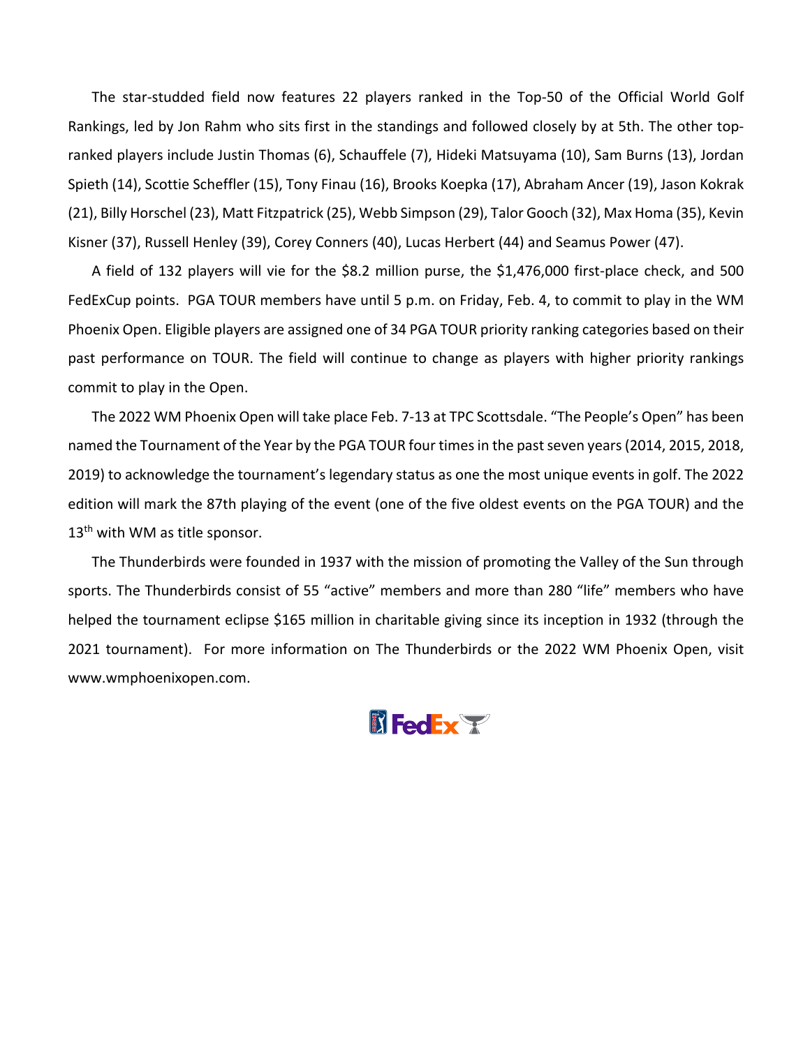The star-studded field now features 22 players ranked in the Top-50 of the Official World Golf Rankings, led by Jon Rahm who sits first in the standings and followed closely by at 5th. The other top-ranked players include Justin Thomas (6), Schauffele (7), Hideki Matsuyama (10), Sam Burns (13), Jordan Spieth (14), Scottie Scheffler (15), Tony Finau (16), Brooks Koepka (17), Abraham Ancer (19), Jason Kokrak (21), Billy Horschel (23), Matt Fitzpatrick (25), Webb Simpson (29), Talor Gooch (32), Max Homa (35), Kevin Kisner (37), Russell Henley (39), Corey Conners (40), Lucas Herbert (44) and Seamus Power (47).

A field of 132 players will vie for the $8.2 million purse, the $1,476,000 first-place check, and 500 FedExCup points. PGA TOUR members have until 5 p.m. on Friday, Feb. 4, to commit to play in the WM Phoenix Open. Eligible players are assigned one of 34 PGA TOUR priority ranking categories based on their past performance on TOUR. The field will continue to change as players with higher priority rankings commit to play in the Open.

The 2022 WM Phoenix Open will take place Feb. 7-13 at TPC Scottsdale. "The People's Open" has been named the Tournament of the Year by the PGA TOUR four times in the past seven years (2014, 2015, 2018, 2019) to acknowledge the tournament's legendary status as one the most unique events in golf. The 2022 edition will mark the 87th playing of the event (one of the five oldest events on the PGA TOUR) and the 13th with WM as title sponsor.

The Thunderbirds were founded in 1937 with the mission of promoting the Valley of the Sun through sports. The Thunderbirds consist of 55 "active" members and more than 280 "life" members who have helped the tournament eclipse $165 million in charitable giving since its inception in 1932 (through the 2021 tournament). For more information on The Thunderbirds or the 2022 WM Phoenix Open, visit www.wmphoenixopen.com.